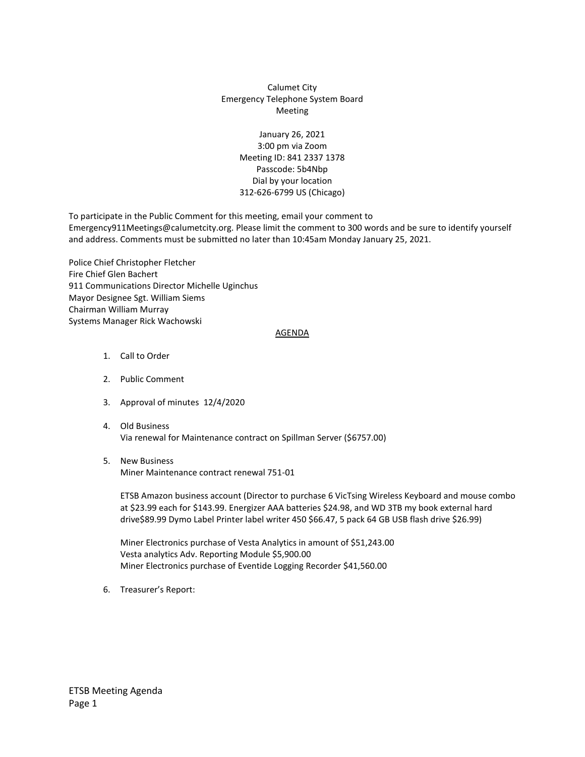Calumet City
Emergency Telephone System Board
Meeting

January 26, 2021
3:00 pm via Zoom
Meeting ID: 841 2337 1378
Passcode: 5b4Nbp
Dial by your location
312-626-6799 US (Chicago)

To participate in the Public Comment for this meeting, email your comment to Emergency911Meetings@calumetcity.org. Please limit the comment to 300 words and be sure to identify yourself and address. Comments must be submitted no later than 10:45am Monday January 25, 2021.

Police Chief Christopher Fletcher
Fire Chief Glen Bachert
911 Communications Director Michelle Uginchus
Mayor Designee Sgt. William Siems
Chairman William Murray
Systems Manager Rick Wachowski

AGENDA

1. Call to Order

2. Public Comment

3. Approval of minutes 12/4/2020

4. Old Business
   Via renewal for Maintenance contract on Spillman Server ($6757.00)

5. New Business
   Miner Maintenance contract renewal 751-01

   ETSB Amazon business account (Director to purchase 6 VicTsing Wireless Keyboard and mouse combo at $23.99 each for $143.99. Energizer AAA batteries $24.98, and WD 3TB my book external hard drive$89.99 Dymo Label Printer label writer 450 $66.47, 5 pack 64 GB USB flash drive $26.99)

   Miner Electronics purchase of Vesta Analytics in amount of $51,243.00
   Vesta analytics Adv. Reporting Module $5,900.00
   Miner Electronics purchase of Eventide Logging Recorder $41,560.00

6. Treasurer's Report: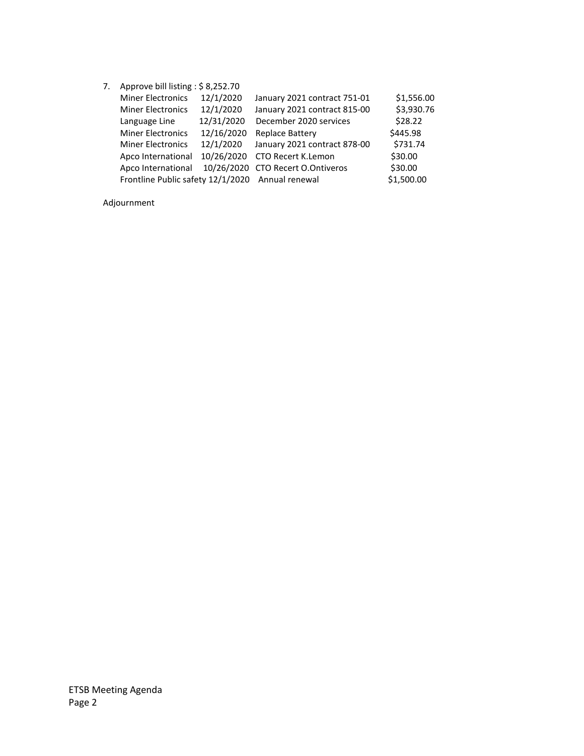7. Approve bill listing : $ 8,252.70

| | | | |
|---|---|---|---|
| Miner Electronics | 12/1/2020 | January 2021 contract 751-01 | $1,556.00 |
| Miner Electronics | 12/1/2020 | January 2021 contract 815-00 | $3,930.76 |
| Language Line | 12/31/2020 | December 2020 services | $28.22 |
| Miner Electronics | 12/16/2020 | Replace Battery | $445.98 |
| Miner Electronics | 12/1/2020 | January 2021 contract 878-00 | $731.74 |
| Apco International | 10/26/2020 | CTO Recert K.Lemon | $30.00 |
| Apco International | 10/26/2020 | CTO Recert O.Ontiveros | $30.00 |
| Frontline Public safety | 12/1/2020 | Annual renewal | $1,500.00 |

Adjournment